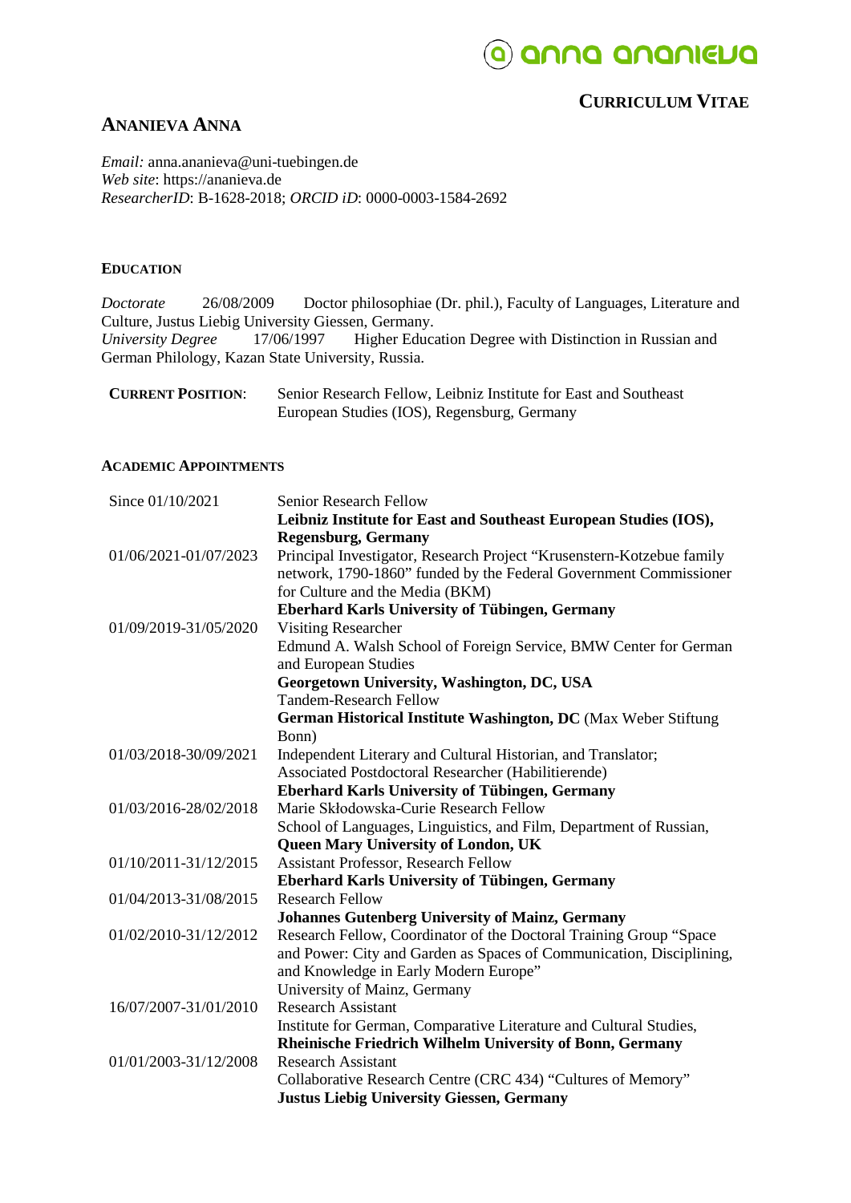anna ananieva

**CURRICULUM VITAE**

## ANANIEVA ANNA

*Email:* anna.ananieva@uni-tuebingen.de
*Web site*: https://ananieva.de
*ResearcherID*: B-1628-2018; *ORCID iD*: 0000-0003-1584-2692

### EDUCATION

*Doctorate* 26/08/2009 Doctor philosophiae (Dr. phil.), Faculty of Languages, Literature and Culture, Justus Liebig University Giessen, Germany.
*University Degree* 17/06/1997 Higher Education Degree with Distinction in Russian and German Philology, Kazan State University, Russia.

**CURRENT POSITION**: Senior Research Fellow, Leibniz Institute for East and Southeast European Studies (IOS), Regensburg, Germany

### ACADEMIC APPOINTMENTS

| | |
|---|---|
| Since 01/10/2021 | Senior Research Fellow<br>**Leibniz Institute for East and Southeast European Studies (IOS), Regensburg, Germany** |
| 01/06/2021-01/07/2023 | Principal Investigator, Research Project "Krusenstern-Kotzebue family network, 1790-1860" funded by the Federal Government Commissioner for Culture and the Media (BKM)<br>**Eberhard Karls University of Tübingen, Germany** |
| 01/09/2019-31/05/2020 | Visiting Researcher<br>Edmund A. Walsh School of Foreign Service, BMW Center for German and European Studies<br>**Georgetown University, Washington, DC, USA**<br>Tandem-Research Fellow<br>**German Historical Institute Washington, DC** (Max Weber Stiftung Bonn) |
| 01/03/2018-30/09/2021 | Independent Literary and Cultural Historian, and Translator;<br>Associated Postdoctoral Researcher (Habilitierende)<br>**Eberhard Karls University of Tübingen, Germany** |
| 01/03/2016-28/02/2018 | Marie Skłodowska-Curie Research Fellow<br>School of Languages, Linguistics, and Film, Department of Russian,<br>**Queen Mary University of London, UK** |
| 01/10/2011-31/12/2015 | Assistant Professor, Research Fellow<br>**Eberhard Karls University of Tübingen, Germany** |
| 01/04/2013-31/08/2015 | Research Fellow<br>**Johannes Gutenberg University of Mainz, Germany** |
| 01/02/2010-31/12/2012 | Research Fellow, Coordinator of the Doctoral Training Group "Space and Power: City and Garden as Spaces of Communication, Disciplining, and Knowledge in Early Modern Europe"<br>University of Mainz, Germany |
| 16/07/2007-31/01/2010 | Research Assistant<br>Institute for German, Comparative Literature and Cultural Studies,<br>**Rheinische Friedrich Wilhelm University of Bonn, Germany** |
| 01/01/2003-31/12/2008 | Research Assistant<br>Collaborative Research Centre (CRC 434) "Cultures of Memory"<br>**Justus Liebig University Giessen, Germany** |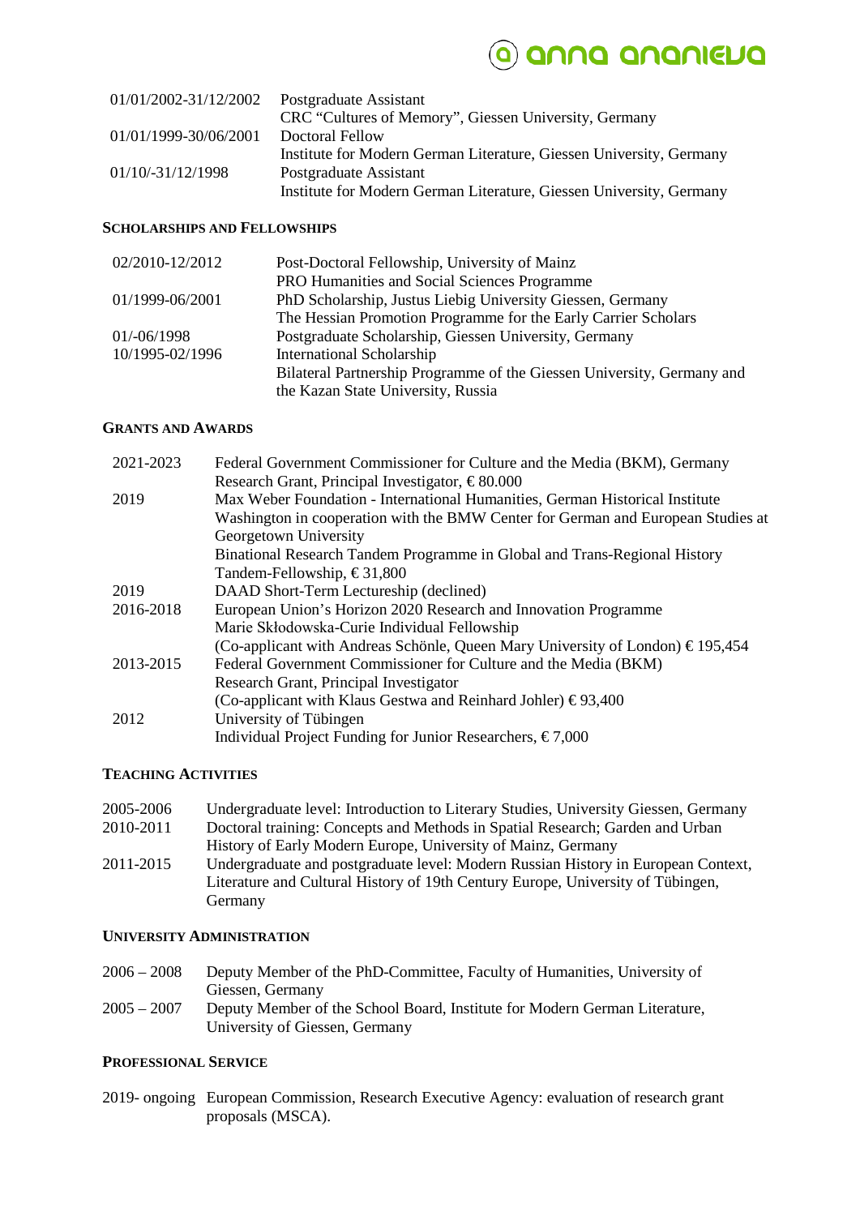| | |
|---|---|
| 01/01/2002-31/12/2002 | Postgraduate Assistant<br>CRC "Cultures of Memory", Giessen University, Germany |
| 01/01/1999-30/06/2001 | Doctoral Fellow<br>Institute for Modern German Literature, Giessen University, Germany |
| 01/10/-31/12/1998 | Postgraduate Assistant<br>Institute for Modern German Literature, Giessen University, Germany |

## SCHOLARSHIPS AND FELLOWSHIPS

| | |
|---|---|
| 02/2010-12/2012 | Post-Doctoral Fellowship, University of Mainz<br>PRO Humanities and Social Sciences Programme |
| 01/1999-06/2001 | PhD Scholarship, Justus Liebig University Giessen, Germany<br>The Hessian Promotion Programme for the Early Carrier Scholars |
| 01/-06/1998 | Postgraduate Scholarship, Giessen University, Germany |
| 10/1995-02/1996 | International Scholarship<br>Bilateral Partnership Programme of the Giessen University, Germany and the Kazan State University, Russia |

## GRANTS AND AWARDS

| | |
|---|---|
| 2021-2023 | Federal Government Commissioner for Culture and the Media (BKM), Germany<br>Research Grant, Principal Investigator, € 80.000 |
| 2019 | Max Weber Foundation - International Humanities, German Historical Institute Washington in cooperation with the BMW Center for German and European Studies at Georgetown University<br>Binational Research Tandem Programme in Global and Trans-Regional History<br>Tandem-Fellowship, € 31,800 |
| 2019 | DAAD Short-Term Lectureship (declined) |
| 2016-2018 | European Union's Horizon 2020 Research and Innovation Programme<br>Marie Skłodowska-Curie Individual Fellowship<br>(Co-applicant with Andreas Schönle, Queen Mary University of London) € 195,454 |
| 2013-2015 | Federal Government Commissioner for Culture and the Media (BKM)<br>Research Grant, Principal Investigator<br>(Co-applicant with Klaus Gestwa and Reinhard Johler) € 93,400 |
| 2012 | University of Tübingen<br>Individual Project Funding for Junior Researchers, € 7,000 |

## TEACHING ACTIVITIES

| | |
|---|---|
| 2005-2006 | Undergraduate level: Introduction to Literary Studies, University Giessen, Germany |
| 2010-2011 | Doctoral training: Concepts and Methods in Spatial Research; Garden and Urban History of Early Modern Europe, University of Mainz, Germany |
| 2011-2015 | Undergraduate and postgraduate level: Modern Russian History in European Context, Literature and Cultural History of 19th Century Europe, University of Tübingen, Germany |

## UNIVERSITY ADMINISTRATION

| | |
|---|---|
| 2006 – 2008 | Deputy Member of the PhD-Committee, Faculty of Humanities, University of Giessen, Germany |
| 2005 – 2007 | Deputy Member of the School Board, Institute for Modern German Literature, University of Giessen, Germany |

## PROFESSIONAL SERVICE

| | |
|---|---|
| 2019- ongoing | European Commission, Research Executive Agency: evaluation of research grant proposals (MSCA). |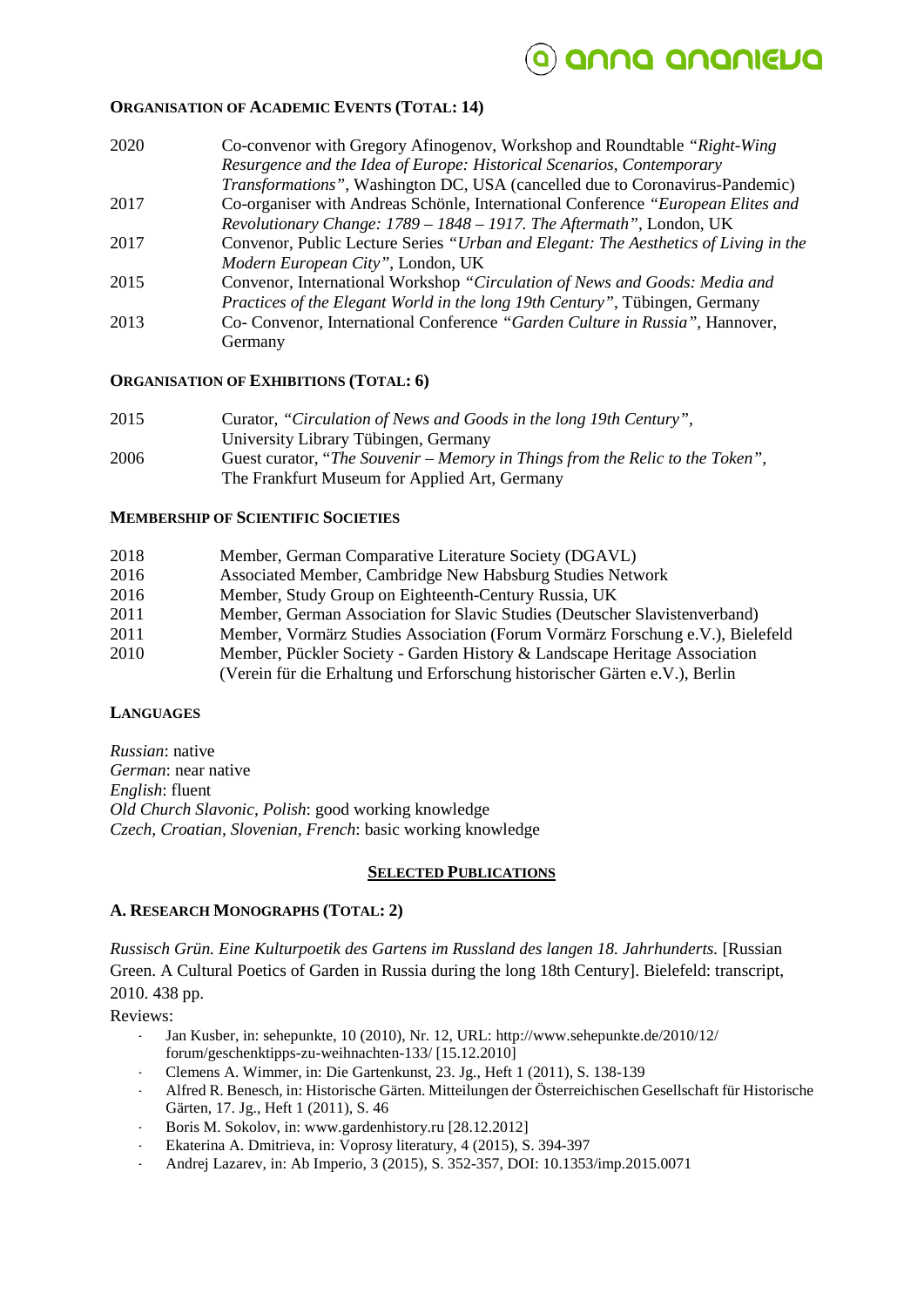### Organisation of Academic Events (Total: 14)

2020 Co-convenor with Gregory Afinogenov, Workshop and Roundtable *"Right-Wing Resurgence and the Idea of Europe: Historical Scenarios, Contemporary Transformations"*, Washington DC, USA (cancelled due to Coronavirus-Pandemic)

2017 Co-organiser with Andreas Schönle, International Conference *"European Elites and Revolutionary Change: 1789 – 1848 – 1917. The Aftermath"*, London, UK

2017 Convenor, Public Lecture Series *"Urban and Elegant: The Aesthetics of Living in the Modern European City"*, London, UK

2015 Convenor, International Workshop *"Circulation of News and Goods: Media and Practices of the Elegant World in the long 19th Century"*, Tübingen, Germany

2013 Co- Convenor, International Conference *"Garden Culture in Russia"*, Hannover, Germany

### Organisation of Exhibitions (Total: 6)

2015 Curator, *"Circulation of News and Goods in the long 19th Century"*, University Library Tübingen, Germany

2006 Guest curator, "*The Souvenir – Memory in Things from the Relic to the Token"*, The Frankfurt Museum for Applied Art, Germany

### Membership of Scientific Societies

2018 Member, German Comparative Literature Society (DGAVL)

2016 Associated Member, Cambridge New Habsburg Studies Network

2016 Member, Study Group on Eighteenth-Century Russia, UK

2011 Member, German Association for Slavic Studies (Deutscher Slavistenverband)

2011 Member, Vormärz Studies Association (Forum Vormärz Forschung e.V.), Bielefeld

2010 Member, Pückler Society - Garden History & Landscape Heritage Association (Verein für die Erhaltung und Erforschung historischer Gärten e.V.), Berlin

### Languages

*Russian*: native
*German*: near native
*English*: fluent
*Old Church Slavonic, Polish*: good working knowledge
*Czech, Croatian, Slovenian, French*: basic working knowledge

## Selected Publications

### A. Research Monographs (Total: 2)

*Russisch Grün. Eine Kulturpoetik des Gartens im Russland des langen 18. Jahrhunderts.* [Russian Green. A Cultural Poetics of Garden in Russia during the long 18th Century]. Bielefeld: transcript, 2010. 438 pp.

Reviews:

- Jan Kusber, in: sehepunkte, 10 (2010), Nr. 12, URL: http://www.sehepunkte.de/2010/12/forum/geschenktipps-zu-weihnachten-133/ [15.12.2010]
- Clemens A. Wimmer, in: Die Gartenkunst, 23. Jg., Heft 1 (2011), S. 138-139
- Alfred R. Benesch, in: Historische Gärten. Mitteilungen der Österreichischen Gesellschaft für Historische Gärten, 17. Jg., Heft 1 (2011), S. 46
- Boris M. Sokolov, in: www.gardenhistory.ru [28.12.2012]
- Ekaterina A. Dmitrieva, in: Voprosy literatury, 4 (2015), S. 394-397
- Andrej Lazarev, in: Ab Imperio, 3 (2015), S. 352-357, DOI: 10.1353/imp.2015.0071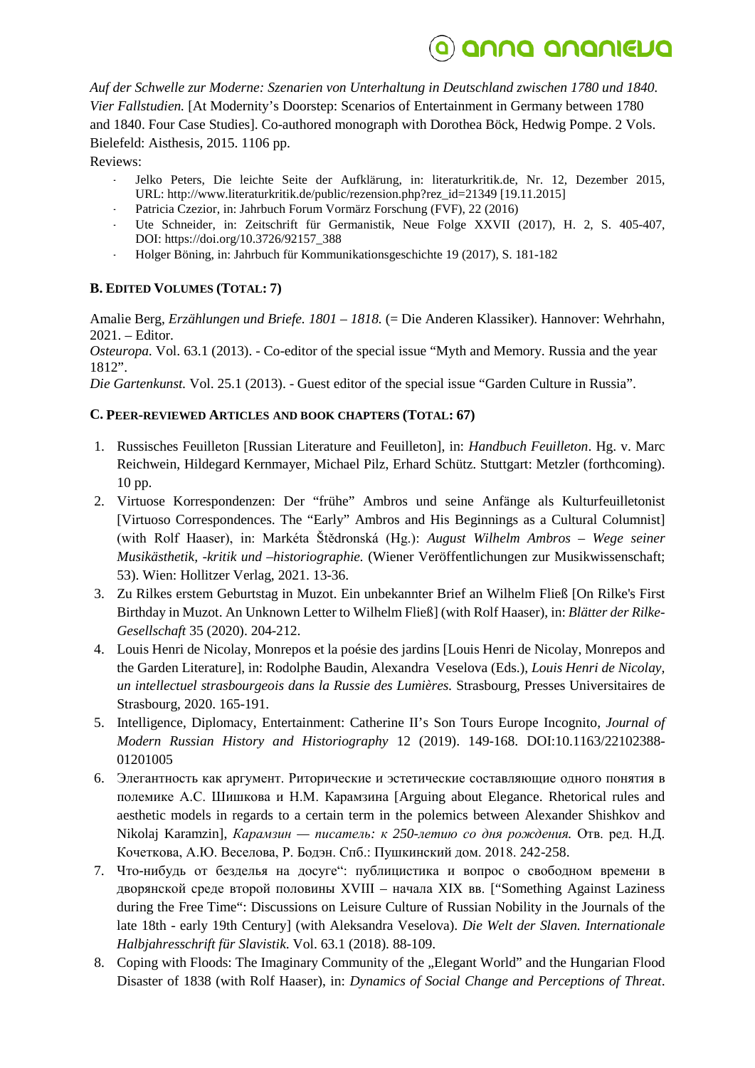*Auf der Schwelle zur Moderne: Szenarien von Unterhaltung in Deutschland zwischen 1780 und 1840. Vier Fallstudien.* [At Modernity's Doorstep: Scenarios of Entertainment in Germany between 1780 and 1840. Four Case Studies]. Co-authored monograph with Dorothea Böck, Hedwig Pompe. 2 Vols. Bielefeld: Aisthesis, 2015. 1106 pp.

Reviews:

- Jelko Peters, Die leichte Seite der Aufklärung, in: literaturkritik.de, Nr. 12, Dezember 2015, URL: http://www.literaturkritik.de/public/rezension.php?rez_id=21349 [19.11.2015]
- Patricia Czezior, in: Jahrbuch Forum Vormärz Forschung (FVF), 22 (2016)
- Ute Schneider, in: Zeitschrift für Germanistik, Neue Folge XXVII (2017), H. 2, S. 405-407, DOI: https://doi.org/10.3726/92157_388
- Holger Böning, in: Jahrbuch für Kommunikationsgeschichte 19 (2017), S. 181-182

## B. Edited Volumes (Total: 7)

Amalie Berg, *Erzählungen und Briefe. 1801 – 1818.* (= Die Anderen Klassiker). Hannover: Wehrhahn, 2021. – Editor.
*Osteuropa.* Vol. 63.1 (2013). - Co-editor of the special issue "Myth and Memory. Russia and the year 1812".
*Die Gartenkunst.* Vol. 25.1 (2013). - Guest editor of the special issue "Garden Culture in Russia".

## C. Peer-reviewed Articles and book chapters (Total: 67)

1. Russisches Feuilleton [Russian Literature and Feuilleton], in: *Handbuch Feuilleton*. Hg. v. Marc Reichwein, Hildegard Kernmayer, Michael Pilz, Erhard Schütz. Stuttgart: Metzler (forthcoming). 10 pp.
2. Virtuose Korrespondenzen: Der "frühe" Ambros und seine Anfänge als Kulturfeuilletonist [Virtuoso Correspondences. The "Early" Ambros and His Beginnings as a Cultural Columnist] (with Rolf Haaser), in: Markéta Štědronská (Hg.): *August Wilhelm Ambros – Wege seiner Musikästhetik, -kritik und –historiographie.* (Wiener Veröffentlichungen zur Musikwissenschaft; 53). Wien: Hollitzer Verlag, 2021. 13-36.
3. Zu Rilkes erstem Geburtstag in Muzot. Ein unbekannter Brief an Wilhelm Fließ [On Rilke's First Birthday in Muzot. An Unknown Letter to Wilhelm Fließ] (with Rolf Haaser), in: *Blätter der Rilke-Gesellschaft* 35 (2020). 204-212.
4. Louis Henri de Nicolay, Monrepos et la poésie des jardins [Louis Henri de Nicolay, Monrepos and the Garden Literature], in: Rodolphe Baudin, Alexandra Veselova (Eds.), *Louis Henri de Nicolay, un intellectuel strasbourgeois dans la Russie des Lumières.* Strasbourg, Presses Universitaires de Strasbourg, 2020. 165-191.
5. Intelligence, Diplomacy, Entertainment: Catherine II's Son Tours Europe Incognito, *Journal of Modern Russian History and Historiography* 12 (2019). 149-168. DOI:10.1163/22102388-01201005
6. Элегантность как аргумент. Риторические и эстетические составляющие одного понятия в полемике А.С. Шишкова и Н.М. Карамзина [Arguing about Elegance. Rhetorical rules and aesthetic models in regards to a certain term in the polemics between Alexander Shishkov and Nikolaj Karamzin], *Карамзин — писатель: к 250-летию со дня рождения.* Отв. ред. Н.Д. Кочеткова, А.Ю. Веселова, Р. Бодэн. Спб.: Пушкинский дом. 2018. 242-258.
7. Что-нибудь от безделья на досуге": публицистика и вопрос о свободном времени в дворянской среде второй половины XVIII – начала XIX вв. ["Something Against Laziness during the Free Time": Discussions on Leisure Culture of Russian Nobility in the Journals of the late 18th - early 19th Century] (with Aleksandra Veselova). *Die Welt der Slaven. Internationale Halbjahresschrift für Slavistik.* Vol. 63.1 (2018). 88-109.
8. Coping with Floods: The Imaginary Community of the „Elegant World" and the Hungarian Flood Disaster of 1838 (with Rolf Haaser), in: *Dynamics of Social Change and Perceptions of Threat*.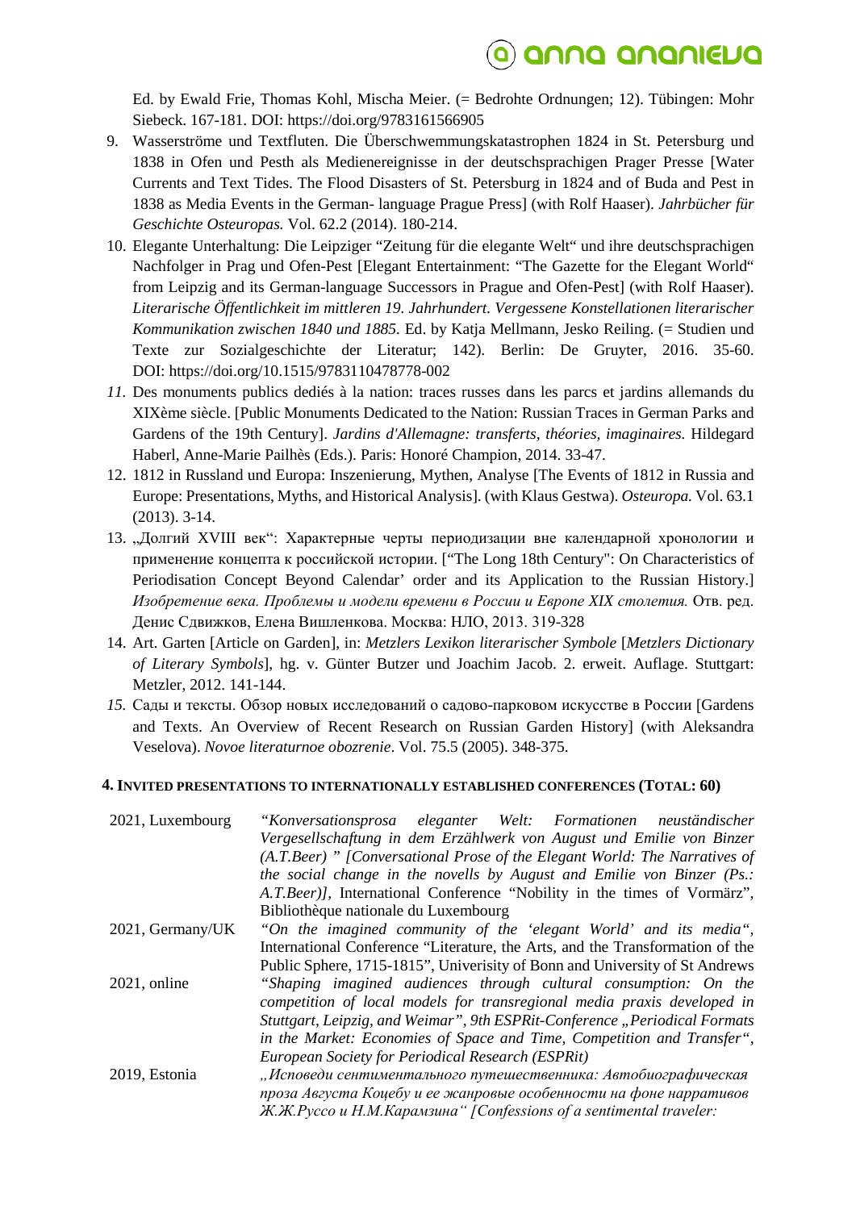Ed. by Ewald Frie, Thomas Kohl, Mischa Meier. (= Bedrohte Ordnungen; 12). Tübingen: Mohr Siebeck. 167-181. DOI: https://doi.org/9783161566905

9. Wasserströme und Textfluten. Die Überschwemmungskatastrophen 1824 in St. Petersburg und 1838 in Ofen und Pesth als Medienereignisse in der deutschsprachigen Prager Presse [Water Currents and Text Tides. The Flood Disasters of St. Petersburg in 1824 and of Buda and Pest in 1838 as Media Events in the German- language Prague Press] (with Rolf Haaser). *Jahrbücher für Geschichte Osteuropas.* Vol. 62.2 (2014). 180-214.
10. Elegante Unterhaltung: Die Leipziger "Zeitung für die elegante Welt" und ihre deutschsprachigen Nachfolger in Prag und Ofen-Pest [Elegant Entertainment: "The Gazette for the Elegant World" from Leipzig and its German-language Successors in Prague and Ofen-Pest] (with Rolf Haaser). *Literarische Öffentlichkeit im mittleren 19. Jahrhundert. Vergessene Konstellationen literarischer Kommunikation zwischen 1840 und 1885.* Ed. by Katja Mellmann, Jesko Reiling. (= Studien und Texte zur Sozialgeschichte der Literatur; 142). Berlin: De Gruyter, 2016. 35-60. DOI: https://doi.org/10.1515/9783110478778-002
11. Des monuments publics dediés à la nation: traces russes dans les parcs et jardins allemands du XIXème siècle. [Public Monuments Dedicated to the Nation: Russian Traces in German Parks and Gardens of the 19th Century]. *Jardins d'Allemagne: transferts, théories, imaginaires.* Hildegard Haberl, Anne-Marie Pailhès (Eds.). Paris: Honoré Champion, 2014. 33-47.
12. 1812 in Russland und Europa: Inszenierung, Mythen, Analyse [The Events of 1812 in Russia and Europe: Presentations, Myths, and Historical Analysis]. (with Klaus Gestwa). *Osteuropa.* Vol. 63.1 (2013). 3-14.
13. „Долгий XVIII век": Характерные черты периодизации вне календарной хронологии и применение концепта к российской истории. ["The Long 18th Century": On Characteristics of Periodisation Concept Beyond Calendar' order and its Application to the Russian History.] *Изобретение века. Проблемы и модели времени в России и Европе XIX столетия.* Отв. ред. Денис Сдвижков, Елена Вишленкова. Москва: НЛО, 2013. 319-328
14. Art. Garten [Article on Garden], in: *Metzlers Lexikon literarischer Symbole* [*Metzlers Dictionary of Literary Symbols*], hg. v. Günter Butzer und Joachim Jacob. 2. erweit. Auflage. Stuttgart: Metzler, 2012. 141-144.
15. Сады и тексты. Обзор новых исследований о садово-парковом искусстве в России [Gardens and Texts. An Overview of Recent Research on Russian Garden History] (with Aleksandra Veselova). *Novoe literaturnoe obozrenie*. Vol. 75.5 (2005). 348-375.

#### 4. INVITED PRESENTATIONS TO INTERNATIONALLY ESTABLISHED CONFERENCES (TOTAL: 60)

| | |
|---|---|
| 2021, Luxembourg | *"Konversationsprosa eleganter Welt: Formationen neuständischer Vergesellschaftung in dem Erzählwerk von August und Emilie von Binzer (A.T.Beer) " [Conversational Prose of the Elegant World: The Narratives of the social change in the novells by August and Emilie von Binzer (Ps.: A.T.Beer)]*, International Conference "Nobility in the times of Vormärz", Bibliothèque nationale du Luxembourg |
| 2021, Germany/UK | *"On the imagined community of the 'elegant World' and its media"*, International Conference "Literature, the Arts, and the Transformation of the Public Sphere, 1715-1815", Univerisity of Bonn and University of St Andrews |
| 2021, online | *"Shaping imagined audiences through cultural consumption: On the competition of local models for transregional media praxis developed in Stuttgart, Leipzig, and Weimar", 9th ESPRit-Conference „Periodical Formats in the Market: Economies of Space and Time, Competition and Transfer", European Society for Periodical Research (ESPRit)* |
| 2019, Estonia | *„Исповеди сентиментального путешественника: Автобиографическая проза Августа Коцебу и ее жанровые особенности на фоне нарративов Ж.Ж.Руссо и Н.М.Карамзина" [Confessions of a sentimental traveler:* |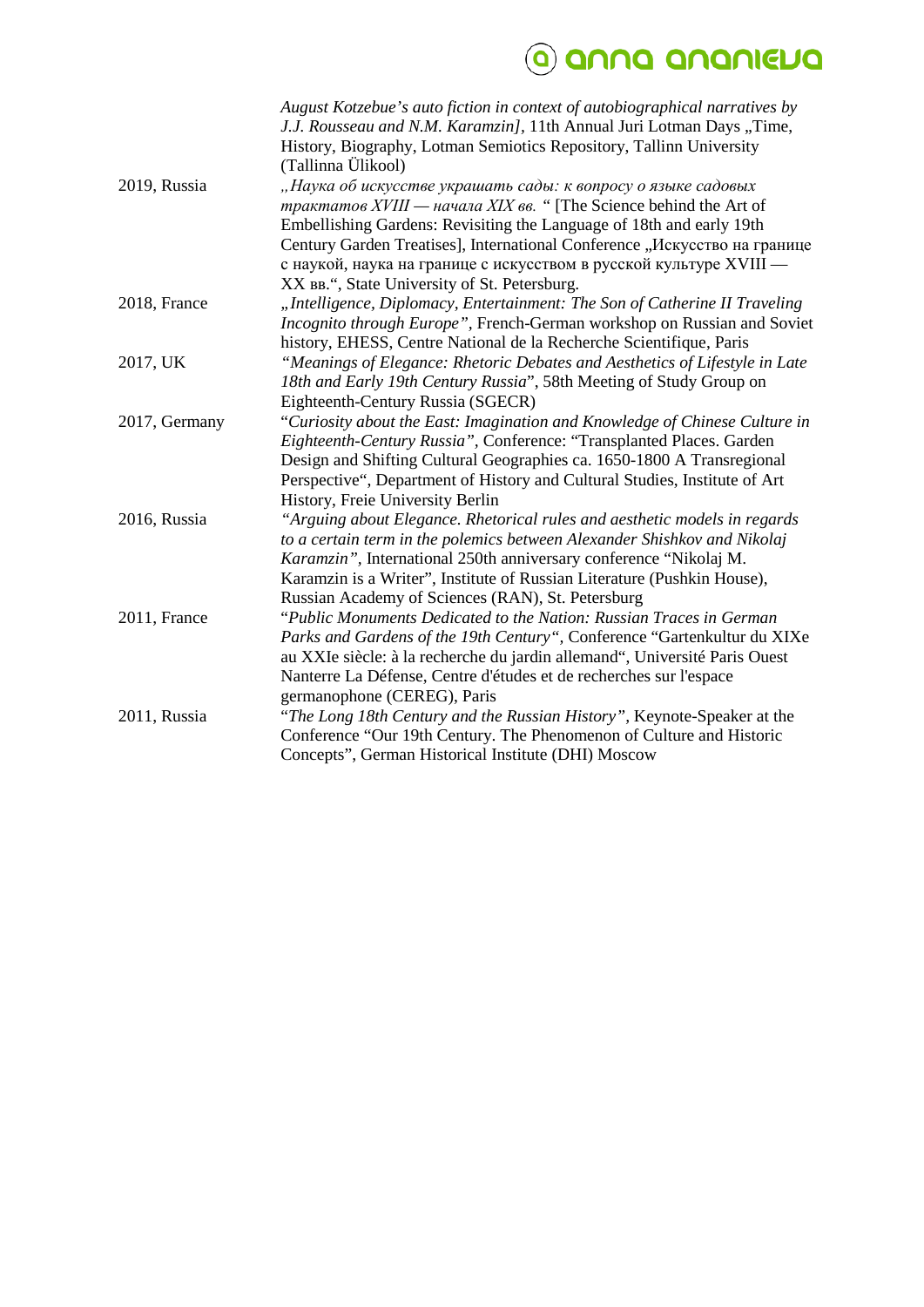| | |
|---|---|
| | *August Kotzebue's auto fiction in context of autobiographical narratives by J.J. Rousseau and N.M. Karamzin]*, 11th Annual Juri Lotman Days „Time, History, Biography, Lotman Semiotics Repository, Tallinn University (Tallinna Ülikool) |
| 2019, Russia | *„Наука об искусстве украшать сады: к вопросу о языке садовых трактатов XVIII — начала XIX вв. "* [The Science behind the Art of Embellishing Gardens: Revisiting the Language of 18th and early 19th Century Garden Treatises], International Conference „Искусство на границе с наукой, наука на границе с искусством в русской культуре XVIII — XX вв.", State University of St. Petersburg. |
| 2018, France | *„Intelligence, Diplomacy, Entertainment: The Son of Catherine II Traveling Incognito through Europe"*, French-German workshop on Russian and Soviet history, EHESS, Centre National de la Recherche Scientifique, Paris |
| 2017, UK | *"Meanings of Elegance: Rhetoric Debates and Aesthetics of Lifestyle in Late 18th and Early 19th Century Russia*", 58th Meeting of Study Group on Eighteenth-Century Russia (SGECR) |
| 2017, Germany | "*Curiosity about the East: Imagination and Knowledge of Chinese Culture in Eighteenth-Century Russia"*, Conference: "Transplanted Places. Garden Design and Shifting Cultural Geographies ca. 1650-1800 A Transregional Perspective", Department of History and Cultural Studies, Institute of Art History, Freie University Berlin |
| 2016, Russia | *"Arguing about Elegance. Rhetorical rules and aesthetic models in regards to a certain term in the polemics between Alexander Shishkov and Nikolaj Karamzin"*, International 250th anniversary conference "Nikolaj M. Karamzin is a Writer", Institute of Russian Literature (Pushkin House), Russian Academy of Sciences (RAN), St. Petersburg |
| 2011, France | "*Public Monuments Dedicated to the Nation: Russian Traces in German Parks and Gardens of the 19th Century"*, Conference "Gartenkultur du XIXe au XXIe siècle: à la recherche du jardin allemand", Université Paris Ouest Nanterre La Défense, Centre d'études et de recherches sur l'espace germanophone (CEREG), Paris |
| 2011, Russia | "*The Long 18th Century and the Russian History"*, Keynote-Speaker at the Conference "Our 19th Century. The Phenomenon of Culture and Historic Concepts", German Historical Institute (DHI) Moscow |